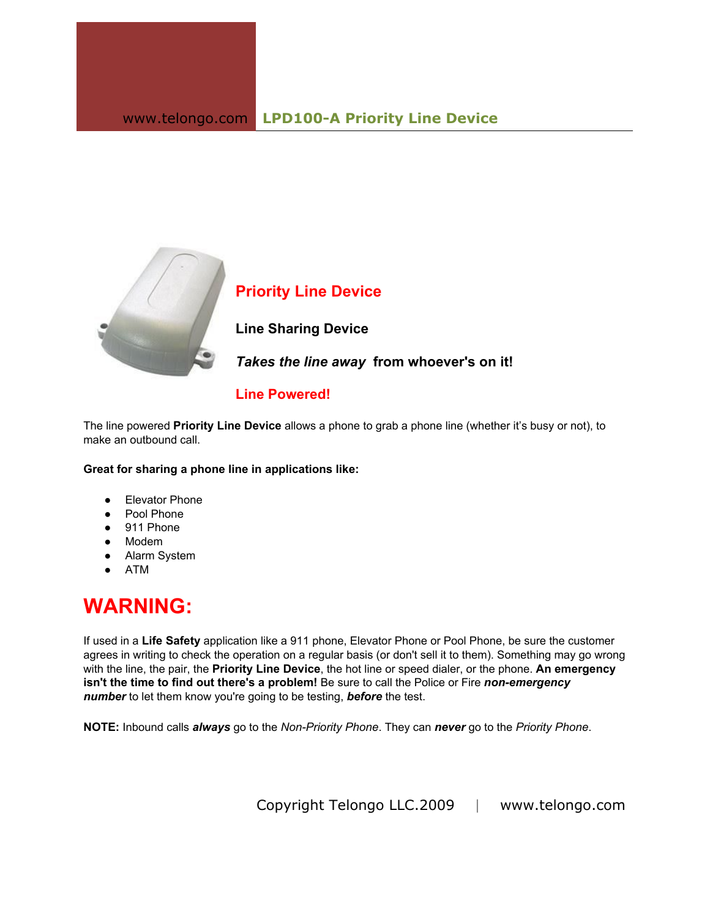www.telongo.com **LPD100-A Priority Line Device**

## Priority Line Device

**Line Sharing Device**

***Takes the line away* from whoever's on it!**

**Line Powered!**

The line powered **Priority Line Device** allows a phone to grab a phone line (whether it's busy or not), to make an outbound call.

**Great for sharing a phone line in applications like:**

- Elevator Phone
- Pool Phone
- 911 Phone
- Modem
- Alarm System
- ATM

# WARNING:

If used in a **Life Safety** application like a 911 phone, Elevator Phone or Pool Phone, be sure the customer agrees in writing to check the operation on a regular basis (or don't sell it to them). Something may go wrong with the line, the pair, the **Priority Line Device**, the hot line or speed dialer, or the phone. **An emergency isn't the time to find out there's a problem!** Be sure to call the Police or Fire ***non-emergency number*** to let them know you're going to be testing, ***before*** the test.

**NOTE:** Inbound calls ***always*** go to the *Non-Priority Phone*. They can ***never*** go to the *Priority Phone*.

Copyright Telongo LLC.2009 | www.telongo.com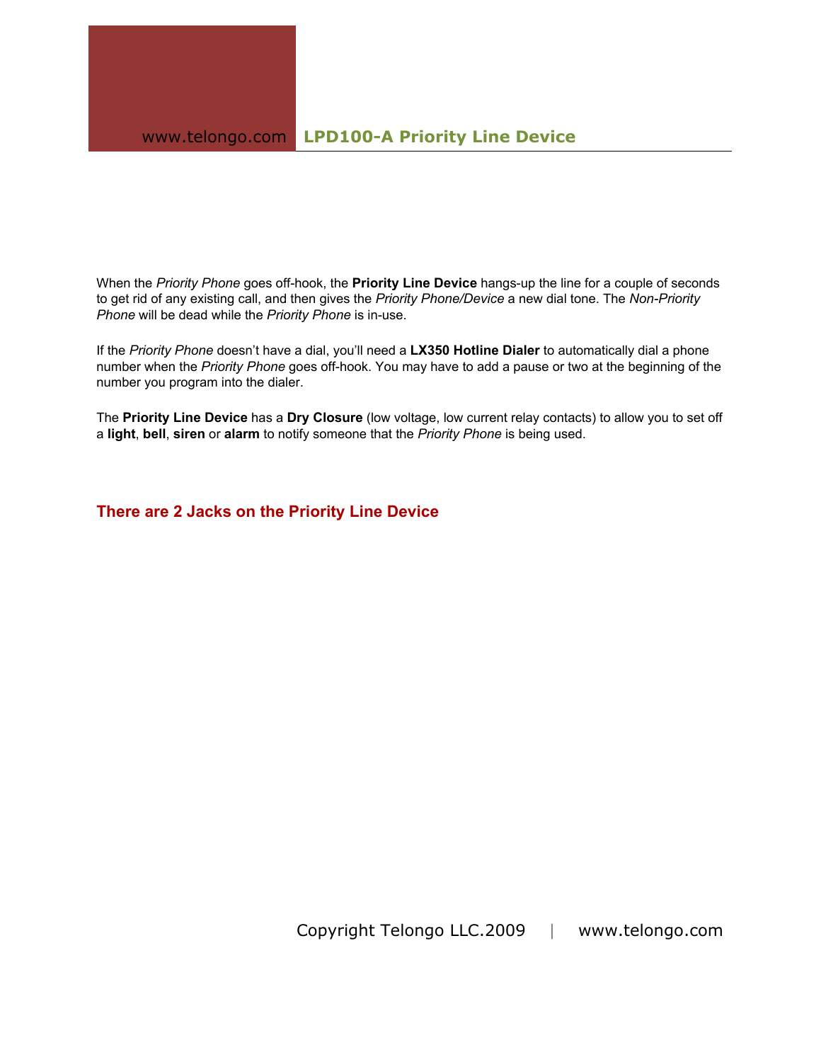When the *Priority Phone* goes off-hook, the **Priority Line Device** hangs-up the line for a couple of seconds to get rid of any existing call, and then gives the *Priority Phone/Device* a new dial tone. The *Non-Priority Phone* will be dead while the *Priority Phone* is in-use.

If the *Priority Phone* doesn't have a dial, you'll need a **LX350 Hotline Dialer** to automatically dial a phone number when the *Priority Phone* goes off-hook. You may have to add a pause or two at the beginning of the number you program into the dialer.

The **Priority Line Device** has a **Dry Closure** (low voltage, low current relay contacts) to allow you to set off a **light**, **bell**, **siren** or **alarm** to notify someone that the *Priority Phone* is being used.

## There are 2 Jacks on the Priority Line Device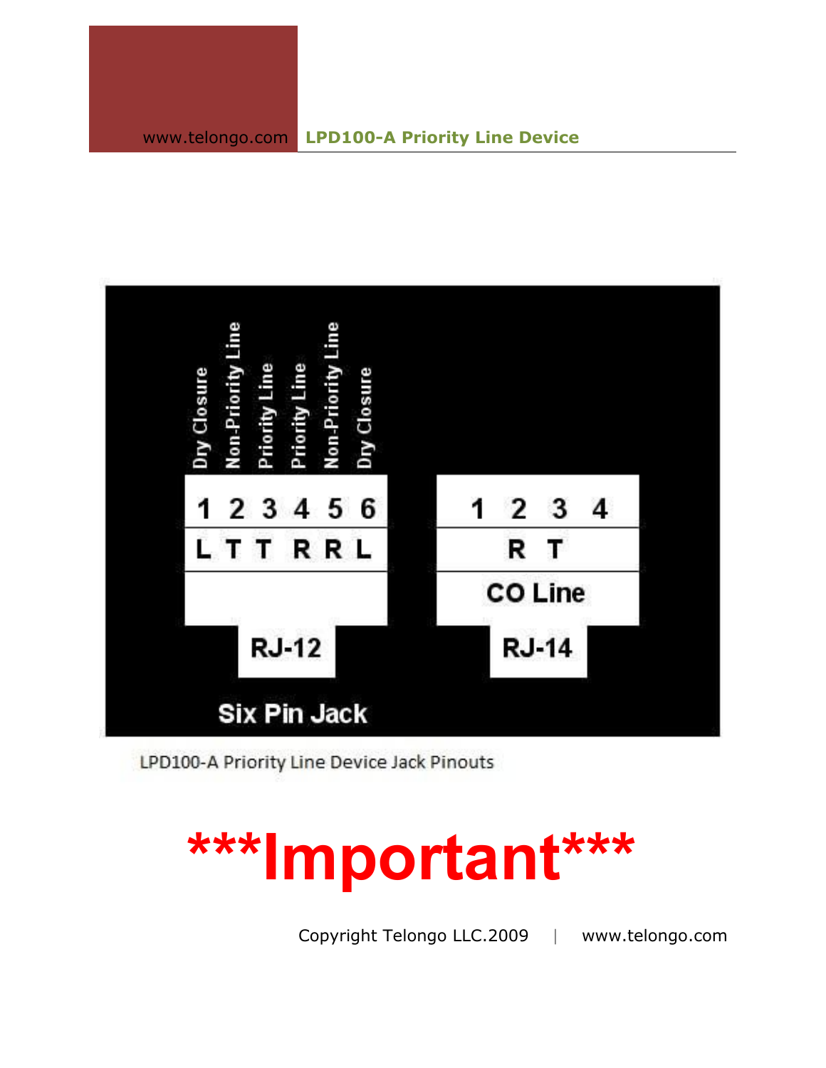| Dry Closure | Non-Priority Line | Priority Line | Priority Line | Non-Priority Line | Dry Closure |
|---|---|---|---|---|---|
| 1 | 2 | 3 | 4 | 5 | 6 |
| L | T | T | R | R | L |

RJ-12

Six Pin Jack

| 1 | 2 | 3 | 4 |
|---|---|---|---|
| | R | T | |

CO Line

RJ-14

LPD100-A Priority Line Device Jack Pinouts

# ***Important***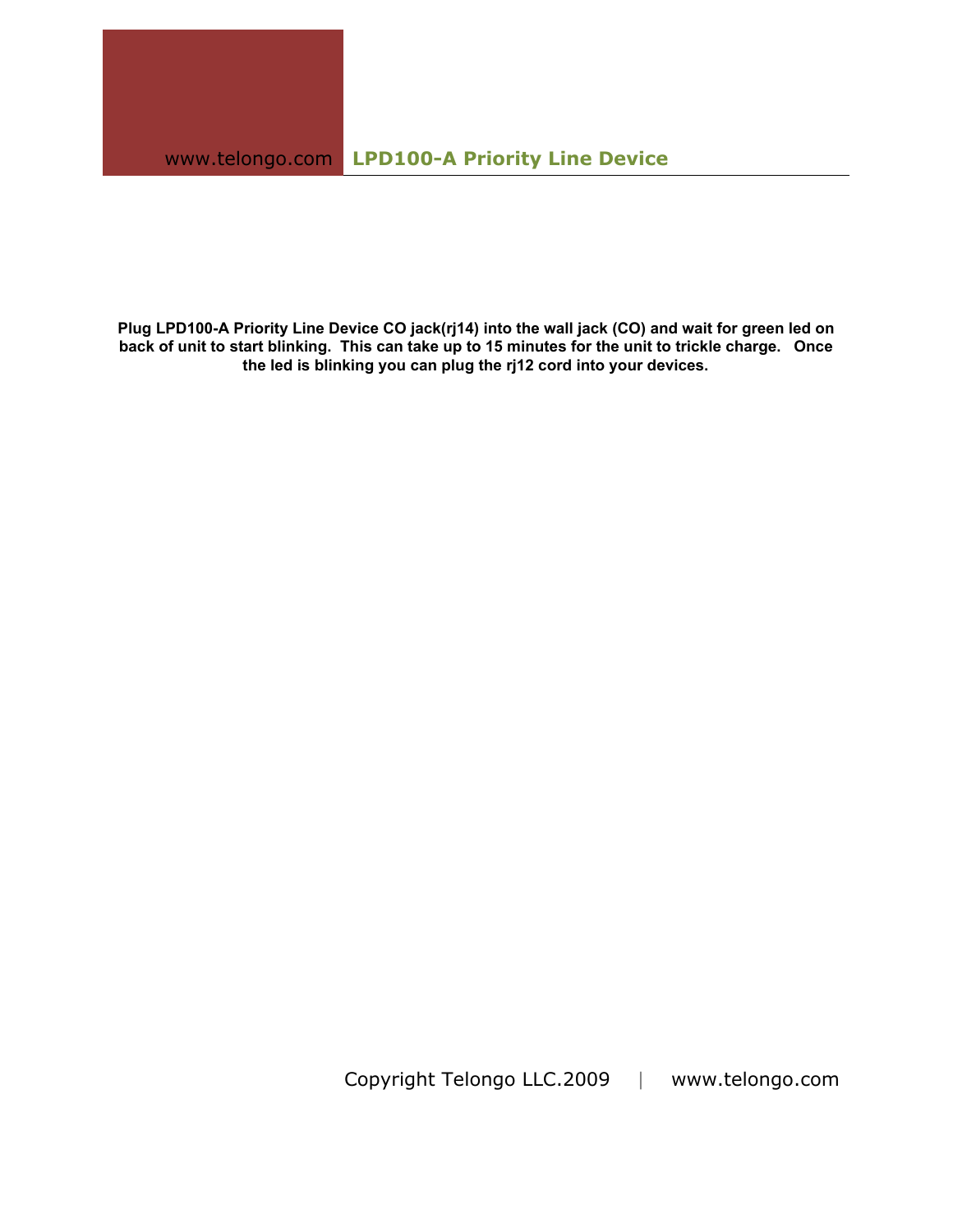**Plug LPD100-A Priority Line Device CO jack(rj14) into the wall jack (CO) and wait for green led on back of unit to start blinking. This can take up to 15 minutes for the unit to trickle charge. Once the led is blinking you can plug the rj12 cord into your devices.**